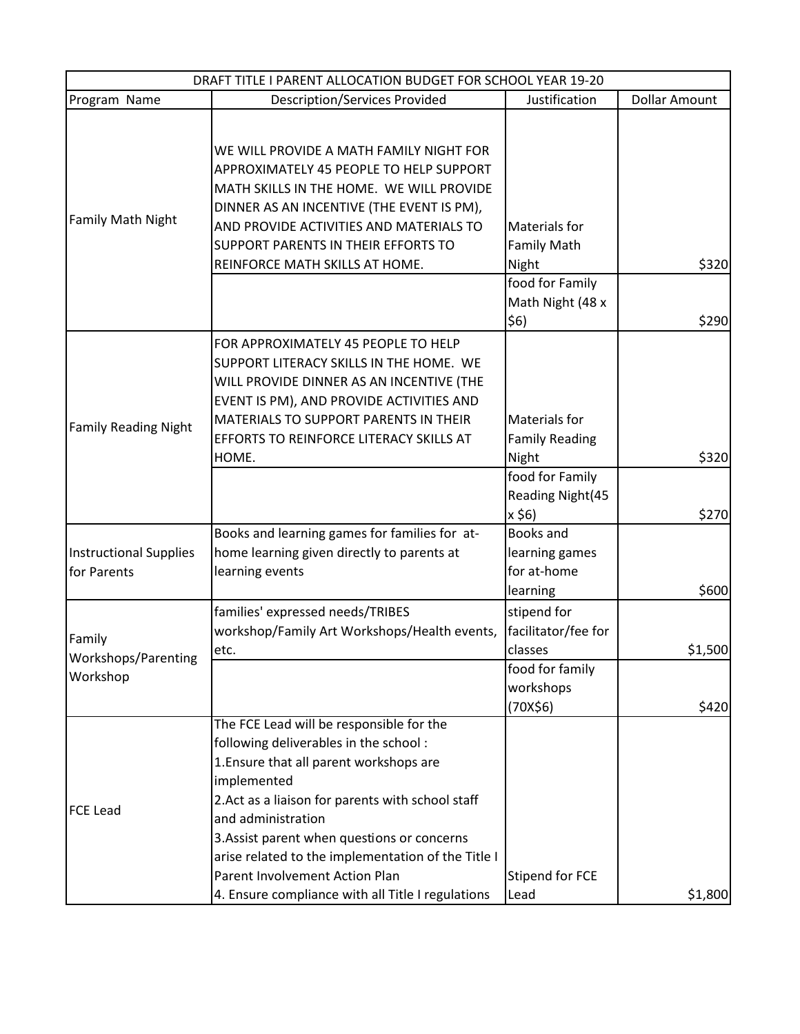| DRAFT TITLE I PARENT ALLOCATION BUDGET FOR SCHOOL YEAR 19-20 | | | |
|---|---|---|---|
| Program Name | Description/Services Provided | Justification | Dollar Amount |
| Family Math Night | WE WILL PROVIDE A MATH FAMILY NIGHT FOR APPROXIMATELY 45 PEOPLE TO HELP SUPPORT MATH SKILLS IN THE HOME. WE WILL PROVIDE DINNER AS AN INCENTIVE (THE EVENT IS PM), AND PROVIDE ACTIVITIES AND MATERIALS TO SUPPORT PARENTS IN THEIR EFFORTS TO REINFORCE MATH SKILLS AT HOME. | Materials for Family Math Night | $320 |
| | | food for Family Math Night (48 x $6) | $290 |
| Family Reading Night | FOR APPROXIMATELY 45 PEOPLE TO HELP SUPPORT LITERACY SKILLS IN THE HOME. WE WILL PROVIDE DINNER AS AN INCENTIVE (THE EVENT IS PM), AND PROVIDE ACTIVITIES AND MATERIALS TO SUPPORT PARENTS IN THEIR EFFORTS TO REINFORCE LITERACY SKILLS AT HOME. | Materials for Family Reading Night | $320 |
| | | food for Family Reading Night(45 x $6) | $270 |
| Instructional Supplies for Parents | Books and learning games for families for at-home learning given directly to parents at learning events | Books and learning games for at-home learning | $600 |
| Family Workshops/Parenting Workshop | families' expressed needs/TRIBES workshop/Family Art Workshops/Health events, etc. | stipend for facilitator/fee for classes | $1,500 |
| | | food for family workshops (70X$6) | $420 |
| FCE Lead | The FCE Lead will be responsible for the following deliverables in the school :<br>1.Ensure that all parent workshops are implemented<br>2.Act as a liaison for parents with school staff and administration<br>3.Assist parent when questions or concerns arise related to the implementation of the Title I Parent Involvement Action Plan<br>4. Ensure compliance with all Title I regulations | Stipend for FCE Lead | $1,800 |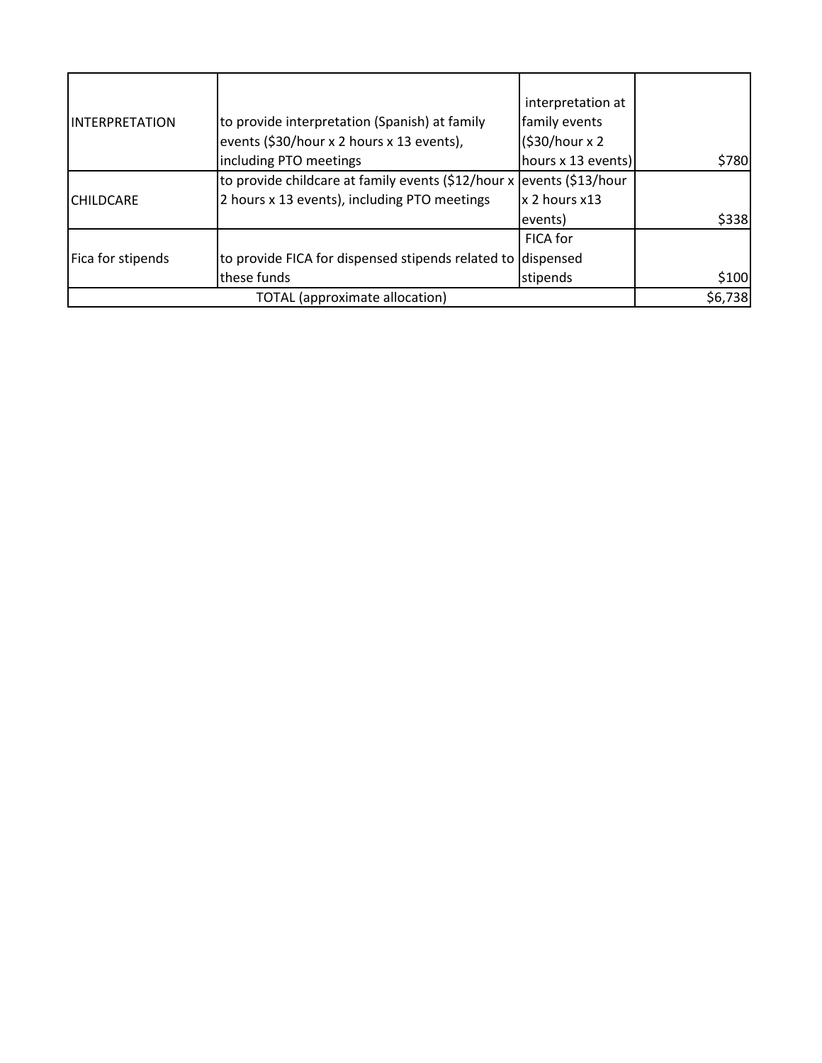| | | | |
|---|---|---|---|
| INTERPRETATION | to provide interpretation (Spanish) at family events ($30/hour x 2 hours x 13 events), including PTO meetings | interpretation at family events ($30/hour x 2 hours x 13 events) | $780 |
| CHILDCARE | to provide childcare at family events ($12/hour x 2 hours x 13 events), including PTO meetings | events ($13/hour x 2 hours x13 events) | $338 |
| Fica for stipends | to provide FICA for dispensed stipends related to these funds | FICA for dispensed stipends | $100 |
| TOTAL (approximate allocation) | | | $6,738 |